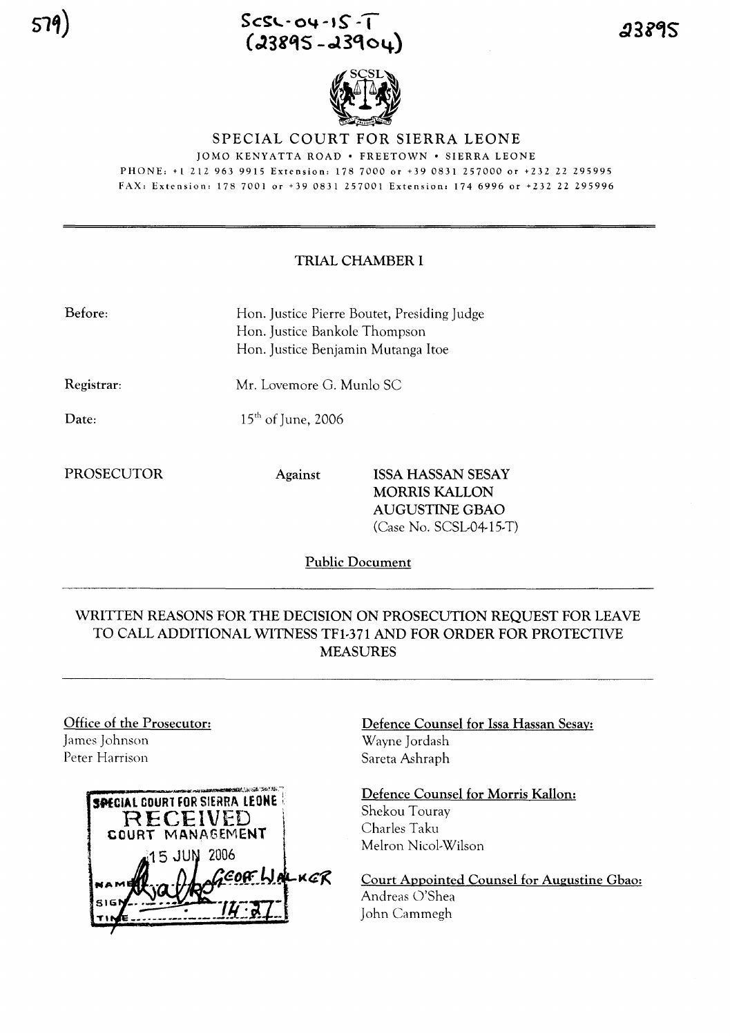579)

SCSL-04-15-T
(23895-23904)

23895

# SPECIAL COURT FOR SIERRA LEONE

JOMO KENYATTA ROAD • FREETOWN • SIERRA LEONE

PHONE: +1 212 963 9915 Extension: 178 7000 or +39 0831 257000 or +232 22 295995

FAX: Extension: 178 7001 or +39 0831 257001 Extension: 174 6996 or +232 22 295996

---

## TRIAL CHAMBER I

**Before:** Hon. Justice Pierre Boutet, Presiding Judge
Hon. Justice Bankole Thompson
Hon. Justice Benjamin Mutanga Itoe

**Registrar:** Mr. Lovemore G. Munlo SC

**Date:** 15th of June, 2006

PROSECUTOR Against **ISSA HASSAN SESAY**
**MORRIS KALLON**
**AUGUSTINE GBAO**
(Case No. SCSL-04-15-T)

Public Document

---

## WRITTEN REASONS FOR THE DECISION ON PROSECUTION REQUEST FOR LEAVE TO CALL ADDITIONAL WITNESS TF1-371 AND FOR ORDER FOR PROTECTIVE MEASURES

---

Office of the Prosecutor:
James Johnson
Peter Harrison

SPECIAL COURT FOR SIERRA LEONE
RECEIVED
COURT MANAGEMENT
15 JUN 2006
NAME GEOFF WALKER
SIGN
TIME 14:27

Defence Counsel for Issa Hassan Sesay:
Wayne Jordash
Sareta Ashraph

Defence Counsel for Morris Kallon:
Shekou Touray
Charles Taku
Melron Nicol-Wilson

Court Appointed Counsel for Augustine Gbao:
Andreas O'Shea
John Cammegh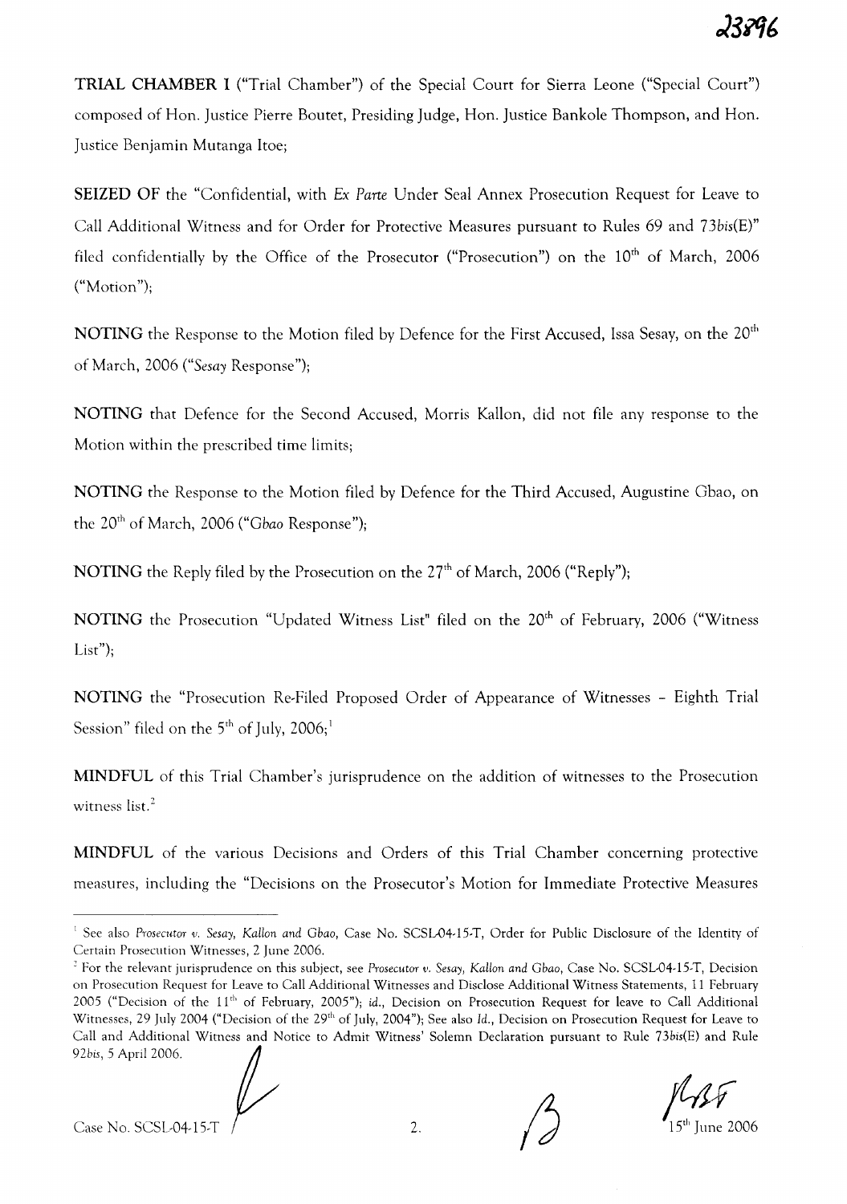**TRIAL CHAMBER I** ("Trial Chamber") of the Special Court for Sierra Leone ("Special Court") composed of Hon. Justice Pierre Boutet, Presiding Judge, Hon. Justice Bankole Thompson, and Hon. Justice Benjamin Mutanga Itoe;

**SEIZED OF** the "Confidential, with *Ex Parte* Under Seal Annex Prosecution Request for Leave to Call Additional Witness and for Order for Protective Measures pursuant to Rules 69 and 73*bis*(E)" filed confidentially by the Office of the Prosecutor ("Prosecution") on the 10th of March, 2006 ("Motion");

**NOTING** the Response to the Motion filed by Defence for the First Accused, Issa Sesay, on the 20th of March, 2006 ("*Sesay* Response");

**NOTING** that Defence for the Second Accused, Morris Kallon, did not file any response to the Motion within the prescribed time limits;

**NOTING** the Response to the Motion filed by Defence for the Third Accused, Augustine Gbao, on the 20th of March, 2006 ("*Gbao* Response");

**NOTING** the Reply filed by the Prosecution on the 27th of March, 2006 ("Reply");

**NOTING** the Prosecution "Updated Witness List" filed on the 20th of February, 2006 ("Witness List");

**NOTING** the "Prosecution Re-Filed Proposed Order of Appearance of Witnesses – Eighth Trial Session" filed on the 5th of July, 2006;[1]

**MINDFUL** of this Trial Chamber's jurisprudence on the addition of witnesses to the Prosecution witness list.[2]

**MINDFUL** of the various Decisions and Orders of this Trial Chamber concerning protective measures, including the "Decisions on the Prosecutor's Motion for Immediate Protective Measures

---

[1] See also *Prosecutor v. Sesay, Kallon and Gbao*, Case No. SCSL-04-15-T, Order for Public Disclosure of the Identity of Certain Prosecution Witnesses, 2 June 2006.

[2] For the relevant jurisprudence on this subject, see *Prosecutor v. Sesay, Kallon and Gbao*, Case No. SCSL-04-15-T, Decision on Prosecution Request for Leave to Call Additional Witnesses and Disclose Additional Witness Statements, 11 February 2005 ("Decision of the 11th of February, 2005"); *id.*, Decision on Prosecution Request for leave to Call Additional Witnesses, 29 July 2004 ("Decision of the 29th of July, 2004"); See also *Id.*, Decision on Prosecution Request for Leave to Call and Additional Witness and Notice to Admit Witness' Solemn Declaration pursuant to Rule 73*bis*(E) and Rule 92*bis*, 5 April 2006.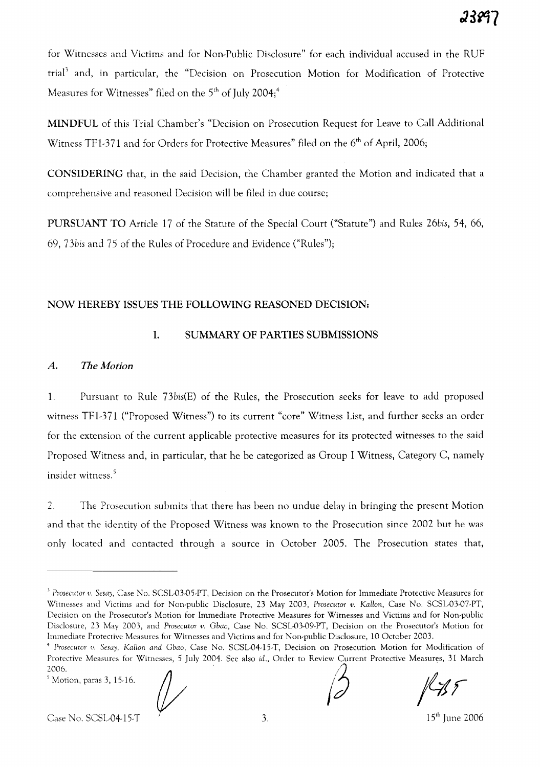for Witnesses and Victims and for Non-Public Disclosure" for each individual accused in the RUF trial[3] and, in particular, the "Decision on Prosecution Motion for Modification of Protective Measures for Witnesses" filed on the 5th of July 2004;[4]

**MINDFUL** of this Trial Chamber's "Decision on Prosecution Request for Leave to Call Additional Witness TF1-371 and for Orders for Protective Measures" filed on the 6th of April, 2006;

**CONSIDERING** that, in the said Decision, the Chamber granted the Motion and indicated that a comprehensive and reasoned Decision will be filed in due course;

**PURSUANT TO** Article 17 of the Statute of the Special Court ("Statute") and Rules 26*bis*, 54, 66, 69, 73*bis* and 75 of the Rules of Procedure and Evidence ("Rules");

**NOW HEREBY ISSUES THE FOLLOWING REASONED DECISION:**

## I. SUMMARY OF PARTIES SUBMISSIONS

### *A. The Motion*

1. Pursuant to Rule 73*bis*(E) of the Rules, the Prosecution seeks for leave to add proposed witness TF1-371 ("Proposed Witness") to its current "core" Witness List, and further seeks an order for the extension of the current applicable protective measures for its protected witnesses to the said Proposed Witness and, in particular, that he be categorized as Group I Witness, Category C, namely insider witness.[5]

2. The Prosecution submits that there has been no undue delay in bringing the present Motion and that the identity of the Proposed Witness was known to the Prosecution since 2002 but he was only located and contacted through a source in October 2005. The Prosecution states that,

---

[3] *Prosecutor v. Sesay*, Case No. SCSL-03-05-PT, Decision on the Prosecutor's Motion for Immediate Protective Measures for Witnesses and Victims and for Non-public Disclosure, 23 May 2003, *Prosecutor v. Kallon*, Case No. SCSL-03-07-PT, Decision on the Prosecutor's Motion for Immediate Protective Measures for Witnesses and Victims and for Non-public Disclosure, 23 May 2003, and *Prosecutor v. Gbao*, Case No. SCSL-03-09-PT, Decision on the Prosecutor's Motion for Immediate Protective Measures for Witnesses and Victims and for Non-public Disclosure, 10 October 2003.

[4] *Prosecutor v. Sesay, Kallon and Gbao*, Case No. SCSL-04-15-T, Decision on Prosecution Motion for Modification of Protective Measures for Witnesses, 5 July 2004. See also *id.*, Order to Review Current Protective Measures, 31 March 2006.

[5] Motion, paras 3, 15-16.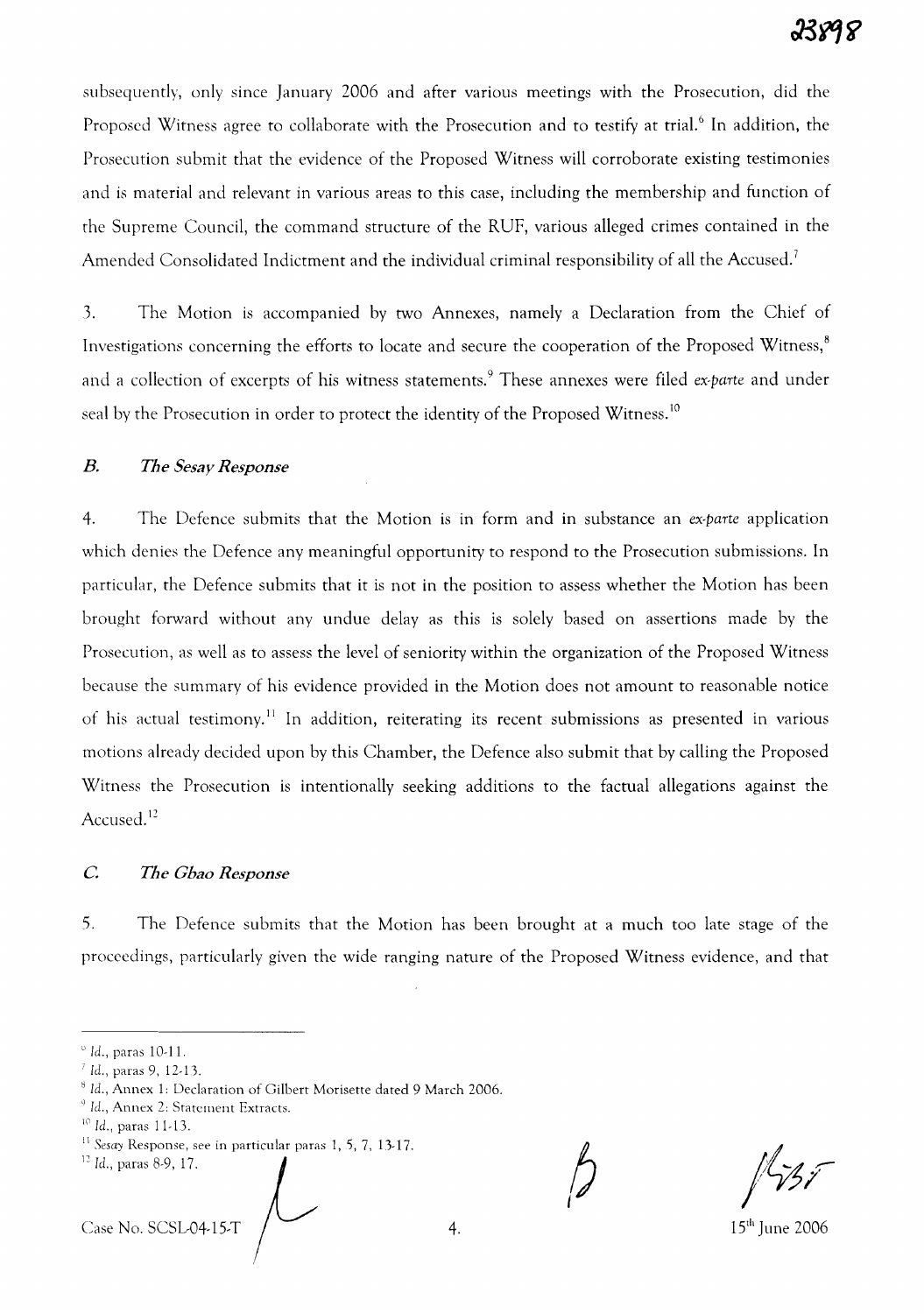subsequently, only since January 2006 and after various meetings with the Prosecution, did the Proposed Witness agree to collaborate with the Prosecution and to testify at trial.[6] In addition, the Prosecution submit that the evidence of the Proposed Witness will corroborate existing testimonies and is material and relevant in various areas to this case, including the membership and function of the Supreme Council, the command structure of the RUF, various alleged crimes contained in the Amended Consolidated Indictment and the individual criminal responsibility of all the Accused.[7]

3. The Motion is accompanied by two Annexes, namely a Declaration from the Chief of Investigations concerning the efforts to locate and secure the cooperation of the Proposed Witness,[8] and a collection of excerpts of his witness statements.[9] These annexes were filed *ex-parte* and under seal by the Prosecution in order to protect the identity of the Proposed Witness.[10]

### *B. The Sesay Response*

4. The Defence submits that the Motion is in form and in substance an *ex-parte* application which denies the Defence any meaningful opportunity to respond to the Prosecution submissions. In particular, the Defence submits that it is not in the position to assess whether the Motion has been brought forward without any undue delay as this is solely based on assertions made by the Prosecution, as well as to assess the level of seniority within the organization of the Proposed Witness because the summary of his evidence provided in the Motion does not amount to reasonable notice of his actual testimony.[11] In addition, reiterating its recent submissions as presented in various motions already decided upon by this Chamber, the Defence also submit that by calling the Proposed Witness the Prosecution is intentionally seeking additions to the factual allegations against the Accused.[12]

### *C. The Gbao Response*

5. The Defence submits that the Motion has been brought at a much too late stage of the proceedings, particularly given the wide ranging nature of the Proposed Witness evidence, and that

---

[6] *Id.*, paras 10-11.

[7] *Id.*, paras 9, 12-13.

[8] *Id.*, Annex 1: Declaration of Gilbert Morisette dated 9 March 2006.

[9] *Id.*, Annex 2: Statement Extracts.

[10] *Id.*, paras 11-13.

[11] *Sesay* Response, see in particular paras 1, 5, 7, 13-17.

[12] *Id.*, paras 8-9, 17.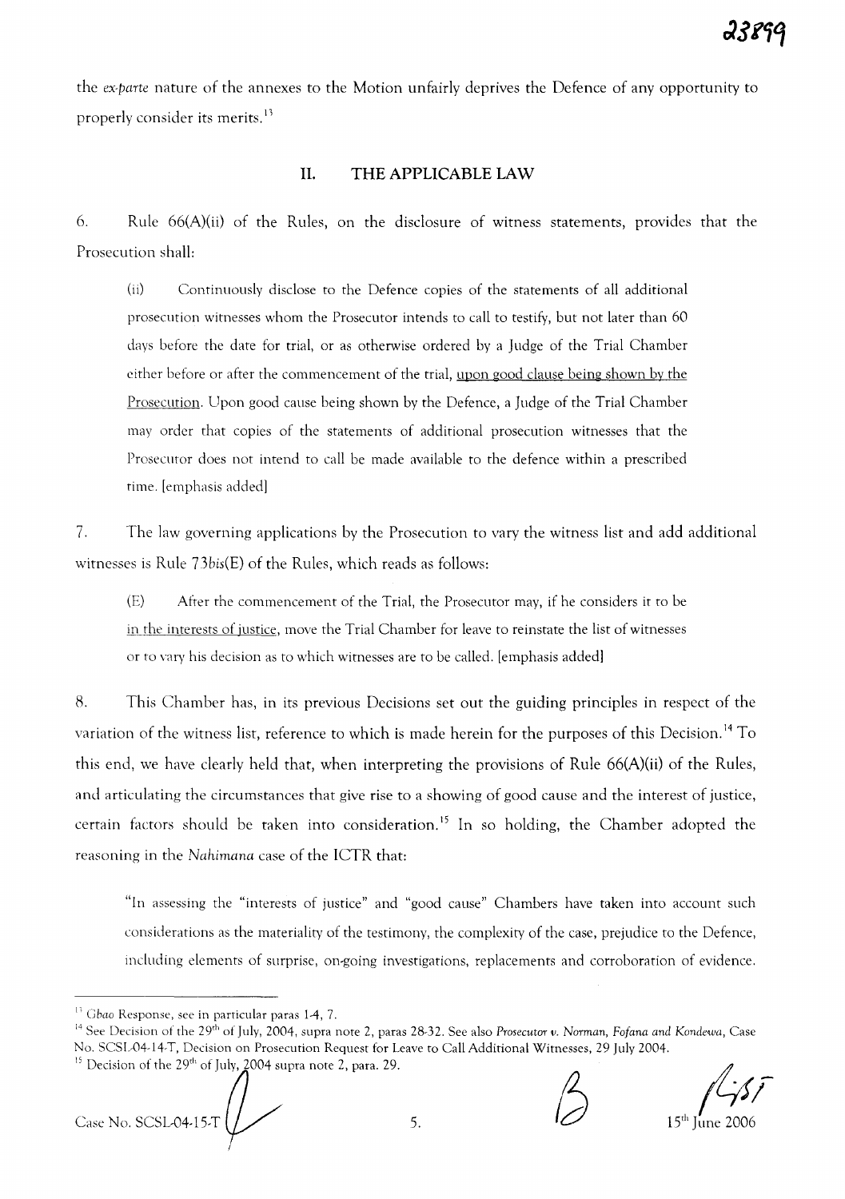the *ex-parte* nature of the annexes to the Motion unfairly deprives the Defence of any opportunity to properly consider its merits.[13]

## II. THE APPLICABLE LAW

6. Rule 66(A)(ii) of the Rules, on the disclosure of witness statements, provides that the Prosecution shall:

> (ii) Continuously disclose to the Defence copies of the statements of all additional prosecution witnesses whom the Prosecutor intends to call to testify, but not later than 60 days before the date for trial, or as otherwise ordered by a Judge of the Trial Chamber either before or after the commencement of the trial, <u>upon good clause being shown by the Prosecution</u>. Upon good cause being shown by the Defence, a Judge of the Trial Chamber may order that copies of the statements of additional prosecution witnesses that the Prosecutor does not intend to call be made available to the defence within a prescribed time. [emphasis added]

7. The law governing applications by the Prosecution to vary the witness list and add additional witnesses is Rule 73*bis*(E) of the Rules, which reads as follows:

> (E) After the commencement of the Trial, the Prosecutor may, if he considers it to be <u>in the interests of justice</u>, move the Trial Chamber for leave to reinstate the list of witnesses or to vary his decision as to which witnesses are to be called. [emphasis added]

8. This Chamber has, in its previous Decisions set out the guiding principles in respect of the variation of the witness list, reference to which is made herein for the purposes of this Decision.[14] To this end, we have clearly held that, when interpreting the provisions of Rule 66(A)(ii) of the Rules, and articulating the circumstances that give rise to a showing of good cause and the interest of justice, certain factors should be taken into consideration.[15] In so holding, the Chamber adopted the reasoning in the *Nahimana* case of the ICTR that:

> "In assessing the "interests of justice" and "good cause" Chambers have taken into account such considerations as the materiality of the testimony, the complexity of the case, prejudice to the Defence, including elements of surprise, on-going investigations, replacements and corroboration of evidence.

---

[13] *Gbao* Response, see in particular paras 1-4, 7.

[14] See Decision of the 29th of July, 2004, supra note 2, paras 28-32. See also *Prosecutor v. Norman, Fofana and Kondewa*, Case No. SCSL-04-14-T, Decision on Prosecution Request for Leave to Call Additional Witnesses, 29 July 2004.

[15] Decision of the 29th of July, 2004 supra note 2, para. 29.

Case No. SCSL-04-15-T

15th June 2006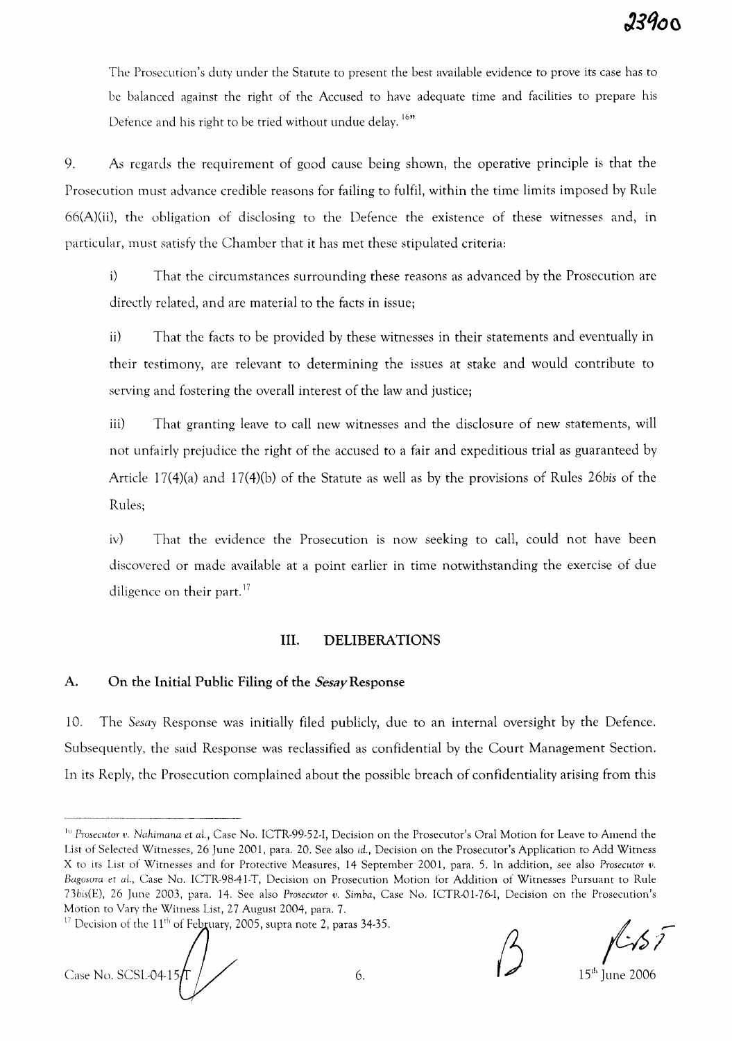The Prosecution's duty under the Statute to present the best available evidence to prove its case has to be balanced against the right of the Accused to have adequate time and facilities to prepare his Defence and his right to be tried without undue delay.[16]"

9. As regards the requirement of good cause being shown, the operative principle is that the Prosecution must advance credible reasons for failing to fulfil, within the time limits imposed by Rule 66(A)(ii), the obligation of disclosing to the Defence the existence of these witnesses and, in particular, must satisfy the Chamber that it has met these stipulated criteria:

> i) That the circumstances surrounding these reasons as advanced by the Prosecution are directly related, and are material to the facts in issue;
>
> ii) That the facts to be provided by these witnesses in their statements and eventually in their testimony, are relevant to determining the issues at stake and would contribute to serving and fostering the overall interest of the law and justice;
>
> iii) That granting leave to call new witnesses and the disclosure of new statements, will not unfairly prejudice the right of the accused to a fair and expeditious trial as guaranteed by Article 17(4)(a) and 17(4)(b) of the Statute as well as by the provisions of Rules 26*bis* of the Rules;
>
> iv) That the evidence the Prosecution is now seeking to call, could not have been discovered or made available at a point earlier in time notwithstanding the exercise of due diligence on their part.[17]

## III. DELIBERATIONS

### A. On the Initial Public Filing of the *Sesay* Response

10. The *Sesay* Response was initially filed publicly, due to an internal oversight by the Defence. Subsequently, the said Response was reclassified as confidential by the Court Management Section. In its Reply, the Prosecution complained about the possible breach of confidentiality arising from this

---

[16] *Prosecutor v. Nahimana et al.*, Case No. ICTR-99-52-I, Decision on the Prosecutor's Oral Motion for Leave to Amend the List of Selected Witnesses, 26 June 2001, para. 20. See also *id.*, Decision on the Prosecutor's Application to Add Witness X to its List of Witnesses and for Protective Measures, 14 September 2001, para. 5. In addition, see also *Prosecutor v. Bagosora et al.*, Case No. ICTR-98-41-T, Decision on Prosecution Motion for Addition of Witnesses Pursuant to Rule 73*bis*(E), 26 June 2003, para. 14. See also *Prosecutor v. Simba*, Case No. ICTR-01-76-I, Decision on the Prosecution's Motion to Vary the Witness List, 27 August 2004, para. 7.

[17] Decision of the 11th of February, 2005, supra note 2, paras 34-35.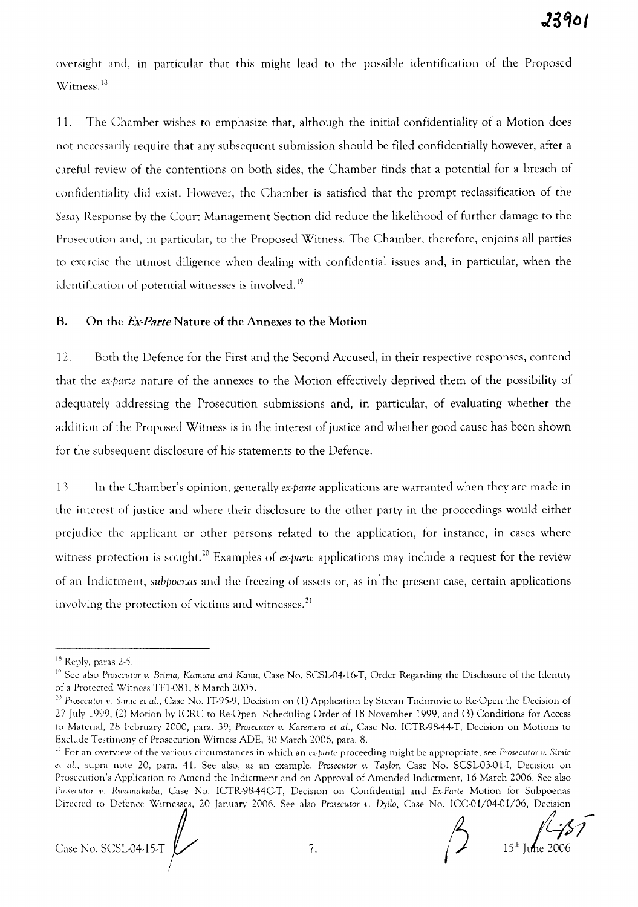oversight and, in particular that this might lead to the possible identification of the Proposed Witness.[18]

11. The Chamber wishes to emphasize that, although the initial confidentiality of a Motion does not necessarily require that any subsequent submission should be filed confidentially however, after a careful review of the contentions on both sides, the Chamber finds that a potential for a breach of confidentiality did exist. However, the Chamber is satisfied that the prompt reclassification of the *Sesay* Response by the Court Management Section did reduce the likelihood of further damage to the Prosecution and, in particular, to the Proposed Witness. The Chamber, therefore, enjoins all parties to exercise the utmost diligence when dealing with confidential issues and, in particular, when the identification of potential witnesses is involved.[19]

### B. On the *Ex-Parte* Nature of the Annexes to the Motion

12. Both the Defence for the First and the Second Accused, in their respective responses, contend that the *ex-parte* nature of the annexes to the Motion effectively deprived them of the possibility of adequately addressing the Prosecution submissions and, in particular, of evaluating whether the addition of the Proposed Witness is in the interest of justice and whether good cause has been shown for the subsequent disclosure of his statements to the Defence.

13. In the Chamber's opinion, generally *ex-parte* applications are warranted when they are made in the interest of justice and where their disclosure to the other party in the proceedings would either prejudice the applicant or other persons related to the application, for instance, in cases where witness protection is sought.[20] Examples of *ex-parte* applications may include a request for the review of an Indictment, *subpoenas* and the freezing of assets or, as in the present case, certain applications involving the protection of victims and witnesses.[21]

---

[18] Reply, paras 2-5.

[19] See also *Prosecutor v. Brima, Kamara and Kanu*, Case No. SCSL-04-16-T, Order Regarding the Disclosure of the Identity of a Protected Witness TF1-081, 8 March 2005.

[20] *Prosecutor v. Simic et al.*, Case No. IT-95-9, Decision on (1) Application by Stevan Todorovic to Re-Open the Decision of 27 July 1999, (2) Motion by ICRC to Re-Open Scheduling Order of 18 November 1999, and (3) Conditions for Access to Material, 28 February 2000, para. 39; *Prosecutor v. Karemera et al.*, Case No. ICTR-98-44-T, Decision on Motions to Exclude Testimony of Prosecution Witness ADE, 30 March 2006, para. 8.

[21] For an overview of the various circumstances in which an *ex-parte* proceeding might be appropriate, see *Prosecutor v. Simic et al.*, supra note 20, para. 41. See also, as an example, *Prosecutor v. Taylor*, Case No. SCSL-03-01-I, Decision on Prosecution's Application to Amend the Indictment and on Approval of Amended Indictment, 16 March 2006. See also *Prosecutor v. Rwamakuba*, Case No. ICTR-98-44C-T, Decision on Confidential and *Ex-Parte* Motion for Subpoenas Directed to Defence Witnesses, 20 January 2006. See also *Prosecutor v. Dyilo*, Case No. ICC-01/04-01/06, Decision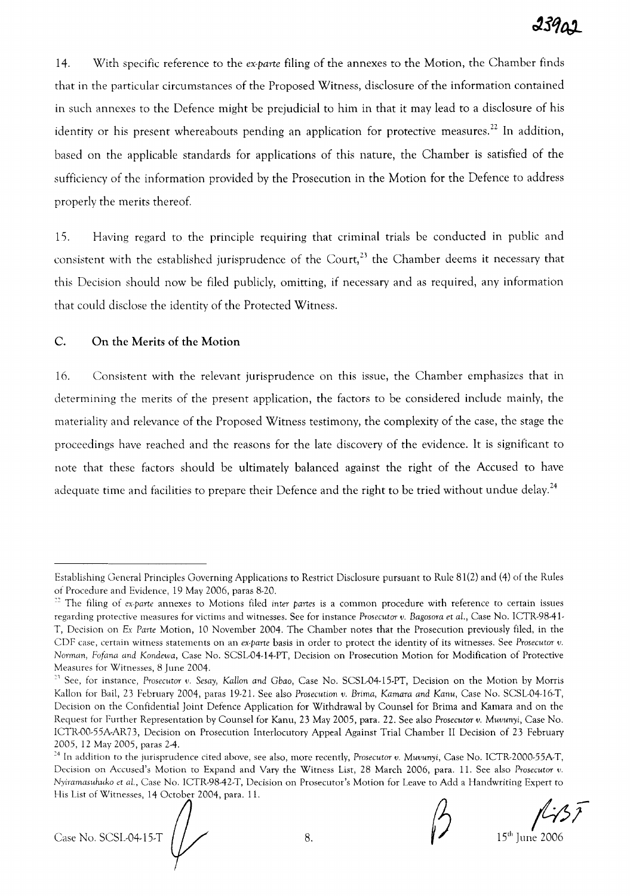14. With specific reference to the *ex-parte* filing of the annexes to the Motion, the Chamber finds that in the particular circumstances of the Proposed Witness, disclosure of the information contained in such annexes to the Defence might be prejudicial to him in that it may lead to a disclosure of his identity or his present whereabouts pending an application for protective measures.[22] In addition, based on the applicable standards for applications of this nature, the Chamber is satisfied of the sufficiency of the information provided by the Prosecution in the Motion for the Defence to address properly the merits thereof.

15. Having regard to the principle requiring that criminal trials be conducted in public and consistent with the established jurisprudence of the Court,[23] the Chamber deems it necessary that this Decision should now be filed publicly, omitting, if necessary and as required, any information that could disclose the identity of the Protected Witness.

## C. On the Merits of the Motion

16. Consistent with the relevant jurisprudence on this issue, the Chamber emphasizes that in determining the merits of the present application, the factors to be considered include mainly, the materiality and relevance of the Proposed Witness testimony, the complexity of the case, the stage the proceedings have reached and the reasons for the late discovery of the evidence. It is significant to note that these factors should be ultimately balanced against the right of the Accused to have adequate time and facilities to prepare their Defence and the right to be tried without undue delay.[24]

---

Establishing General Principles Governing Applications to Restrict Disclosure pursuant to Rule 81(2) and (4) of the Rules of Procedure and Evidence, 19 May 2006, paras 8-20.

[22] The filing of *ex-parte* annexes to Motions filed *inter partes* is a common procedure with reference to certain issues regarding protective measures for victims and witnesses. See for instance *Prosecutor v. Bagosora et al.*, Case No. ICTR-98-41-T, Decision on *Ex Parte* Motion, 10 November 2004. The Chamber notes that the Prosecution previously filed, in the CDF case, certain witness statements on an *ex-parte* basis in order to protect the identity of its witnesses. See *Prosecutor v. Norman, Fofana and Kondewa*, Case No. SCSL-04-14-PT, Decision on Prosecution Motion for Modification of Protective Measures for Witnesses, 8 June 2004.

[23] See, for instance, *Prosecutor v. Sesay, Kallon and Gbao*, Case No. SCSL-04-15-PT, Decision on the Motion by Morris Kallon for Bail, 23 February 2004, paras 19-21. See also *Prosecution v. Brima, Kamara and Kanu*, Case No. SCSL-04-16-T, Decision on the Confidential Joint Defence Application for Withdrawal by Counsel for Brima and Kamara and on the Request for Further Representation by Counsel for Kanu, 23 May 2005, para. 22. See also *Prosecutor v. Muvunyi*, Case No. ICTR-00-55A-AR73, Decision on Prosecution Interlocutory Appeal Against Trial Chamber II Decision of 23 February 2005, 12 May 2005, paras 2-4.

[24] In addition to the jurisprudence cited above, see also, more recently, *Prosecutor v. Muvunyi*, Case No. ICTR-2000-55A-T, Decision on Accused's Motion to Expand and Vary the Witness List, 28 March 2006, para. 11. See also *Prosecutor v. Nyiramasuhuko et al.*, Case No. ICTR-98-42-T, Decision on Prosecutor's Motion for Leave to Add a Handwriting Expert to His List of Witnesses, 14 October 2004, para. 11.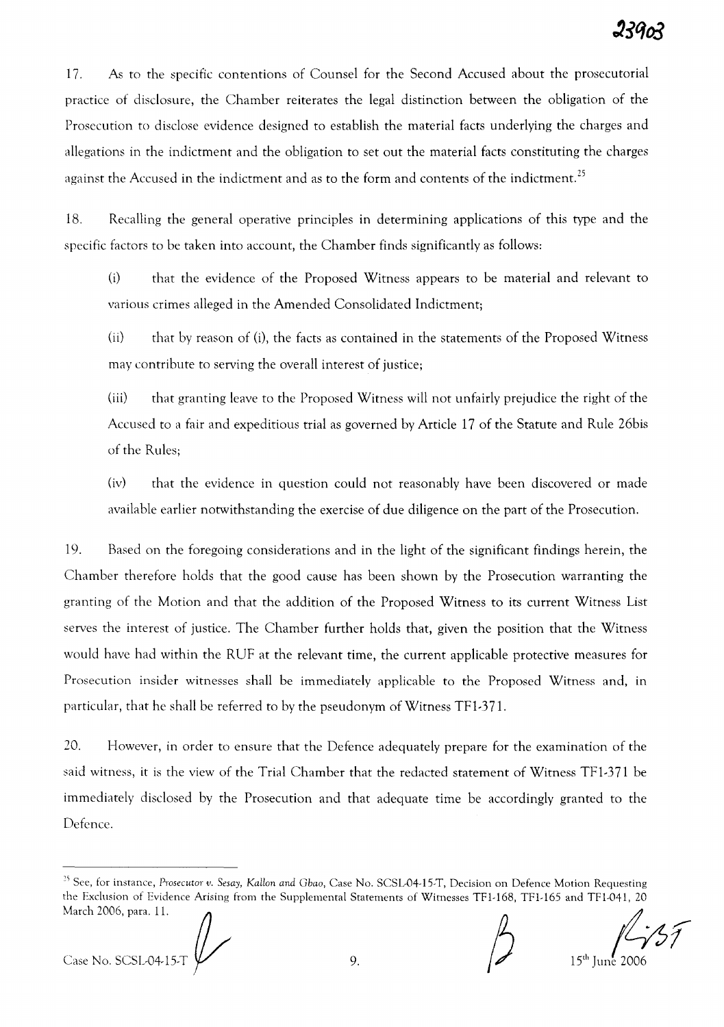17. As to the specific contentions of Counsel for the Second Accused about the prosecutorial practice of disclosure, the Chamber reiterates the legal distinction between the obligation of the Prosecution to disclose evidence designed to establish the material facts underlying the charges and allegations in the indictment and the obligation to set out the material facts constituting the charges against the Accused in the indictment and as to the form and contents of the indictment.[25]

18. Recalling the general operative principles in determining applications of this type and the specific factors to be taken into account, the Chamber finds significantly as follows:

(i) that the evidence of the Proposed Witness appears to be material and relevant to various crimes alleged in the Amended Consolidated Indictment;

(ii) that by reason of (i), the facts as contained in the statements of the Proposed Witness may contribute to serving the overall interest of justice;

(iii) that granting leave to the Proposed Witness will not unfairly prejudice the right of the Accused to a fair and expeditious trial as governed by Article 17 of the Statute and Rule 26bis of the Rules;

(iv) that the evidence in question could not reasonably have been discovered or made available earlier notwithstanding the exercise of due diligence on the part of the Prosecution.

19. Based on the foregoing considerations and in the light of the significant findings herein, the Chamber therefore holds that the good cause has been shown by the Prosecution warranting the granting of the Motion and that the addition of the Proposed Witness to its current Witness List serves the interest of justice. The Chamber further holds that, given the position that the Witness would have had within the RUF at the relevant time, the current applicable protective measures for Prosecution insider witnesses shall be immediately applicable to the Proposed Witness and, in particular, that he shall be referred to by the pseudonym of Witness TF1-371.

20. However, in order to ensure that the Defence adequately prepare for the examination of the said witness, it is the view of the Trial Chamber that the redacted statement of Witness TF1-371 be immediately disclosed by the Prosecution and that adequate time be accordingly granted to the Defence.

---

[25] See, for instance, *Prosecutor v. Sesay, Kallon and Gbao*, Case No. SCSL-04-15-T, Decision on Defence Motion Requesting the Exclusion of Evidence Arising from the Supplemental Statements of Witnesses TF1-168, TF1-165 and TF1-041, 20 March 2006, para. 11.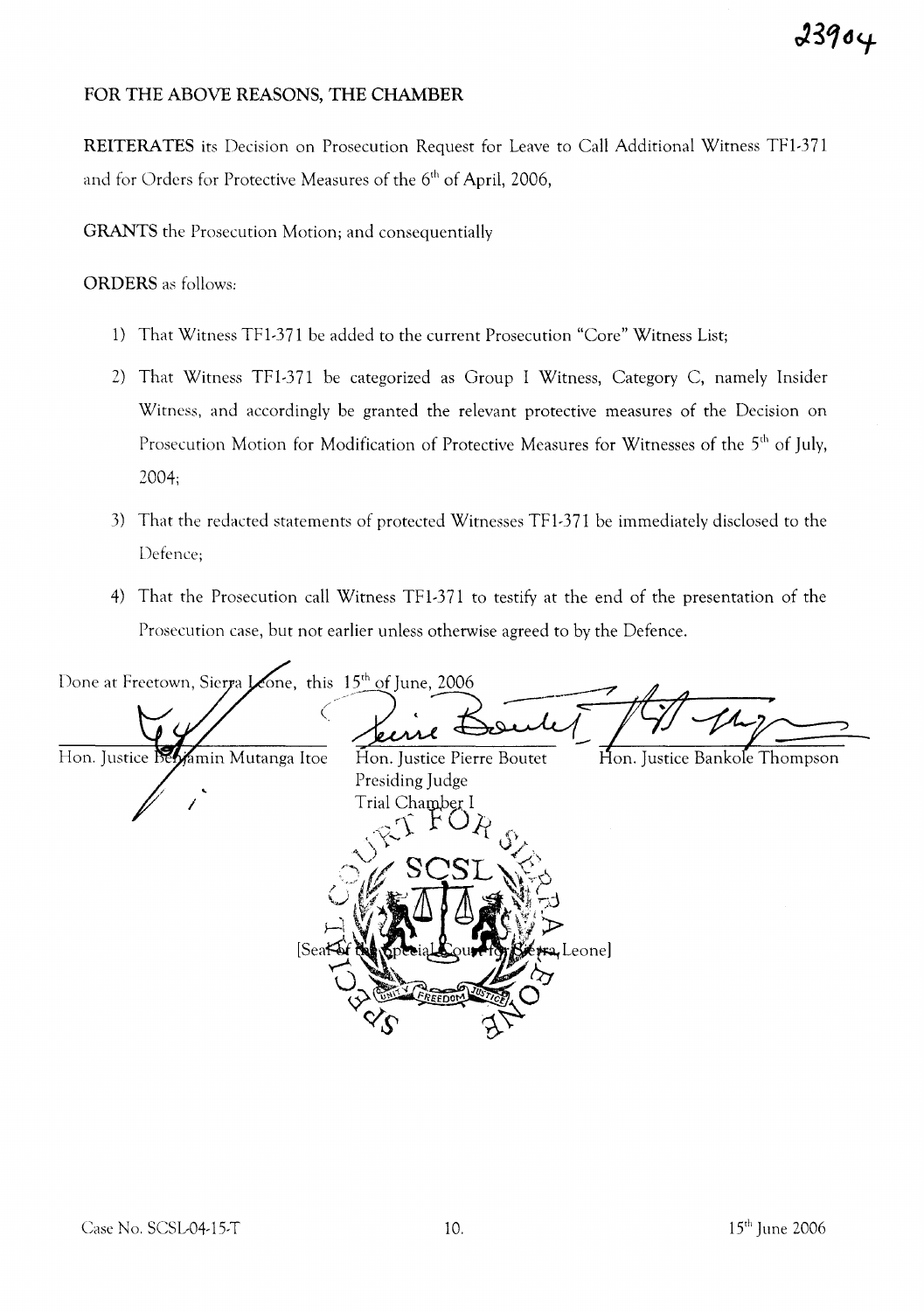**FOR THE ABOVE REASONS, THE CHAMBER**

**REITERATES** its Decision on Prosecution Request for Leave to Call Additional Witness TF1-371 and for Orders for Protective Measures of the 6th of April, 2006,

**GRANTS** the Prosecution Motion; and consequentially

**ORDERS** as follows:

1) That Witness TF1-371 be added to the current Prosecution "Core" Witness List;
2) That Witness TF1-371 be categorized as Group I Witness, Category C, namely Insider Witness, and accordingly be granted the relevant protective measures of the Decision on Prosecution Motion for Modification of Protective Measures for Witnesses of the 5th of July, 2004;
3) That the redacted statements of protected Witnesses TF1-371 be immediately disclosed to the Defence;
4) That the Prosecution call Witness TF1-371 to testify at the end of the presentation of the Prosecution case, but not earlier unless otherwise agreed to by the Defence.

Done at Freetown, Sierra Leone, this 15th of June, 2006

| | | |
|---|---|---|
| Hon. Justice Benjamin Mutanga Itoe | Hon. Justice Pierre Boutet<br>Presiding Judge<br>Trial Chamber I | Hon. Justice Bankole Thompson |

[Seal of the Special Court for Sierra Leone]